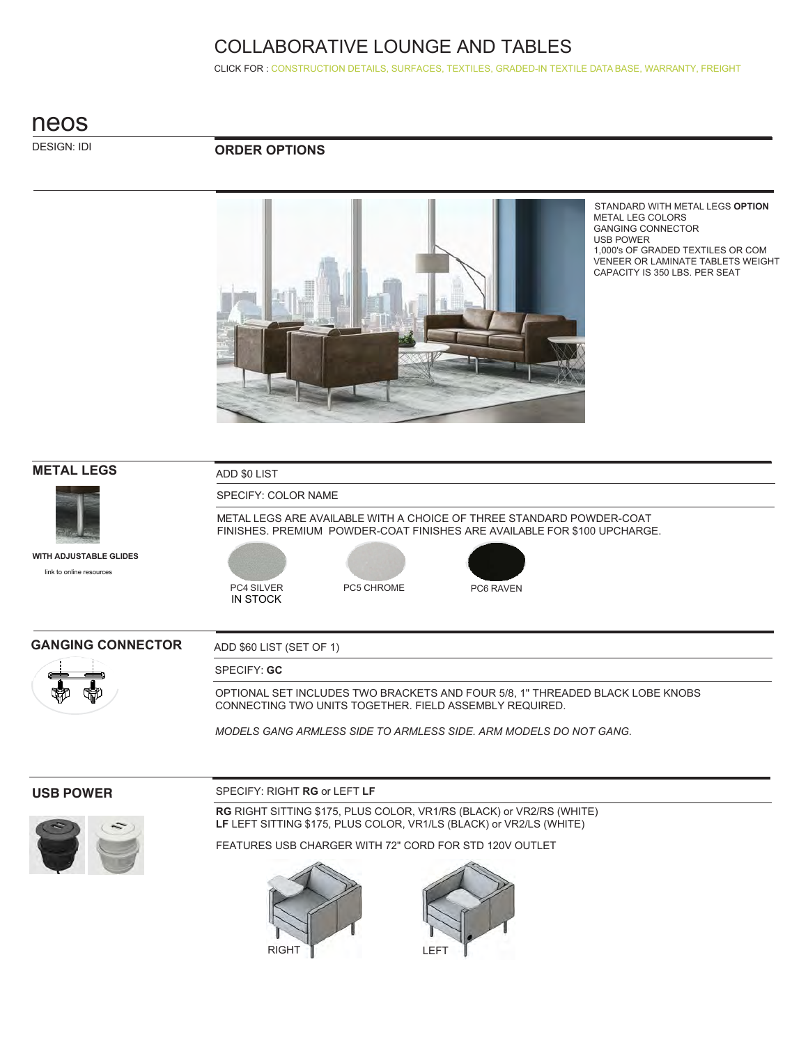# COLLABORATIVE LOUNGE AND TABLES

CLICK FOR : CONSTRUCTION DETAILS, SURFACES, TEXTILES, GRADED-IN TEXTILE DATA BASE, WARRANTY, FREIGHT

## neos

DESIGN: IDI

### ORDER OPTIONS

STANDARD WITH METAL LEGS **OPTION**
METAL LEG COLORS
GANGING CONNECTOR
USB POWER
1,000's OF GRADED TEXTILES OR COM
VENEER OR LAMINATE TABLETS WEIGHT CAPACITY IS 350 LBS. PER SEAT

### METAL LEGS

**WITH ADJUSTABLE GLIDES**

link to online resources

ADD $0 LIST

SPECIFY: COLOR NAME

METAL LEGS ARE AVAILABLE WITH A CHOICE OF THREE STANDARD POWDER-COAT FINISHES. PREMIUM POWDER-COAT FINISHES ARE AVAILABLE FOR $100 UPCHARGE.

PC4 SILVER
IN STOCK

PC5 CHROME

PC6 RAVEN

### GANGING CONNECTOR

ADD $60 LIST (SET OF 1)

SPECIFY: **GC**

OPTIONAL SET INCLUDES TWO BRACKETS AND FOUR 5/8, 1" THREADED BLACK LOBE KNOBS CONNECTING TWO UNITS TOGETHER. FIELD ASSEMBLY REQUIRED.

*MODELS GANG ARMLESS SIDE TO ARMLESS SIDE. ARM MODELS DO NOT GANG.*

### USB POWER

SPECIFY: RIGHT **RG** or LEFT **LF**

**RG** RIGHT SITTING $175, PLUS COLOR, VR1/RS (BLACK) or VR2/RS (WHITE)
**LF** LEFT SITTING $175, PLUS COLOR, VR1/LS (BLACK) or VR2/LS (WHITE)

FEATURES USB CHARGER WITH 72" CORD FOR STD 120V OUTLET

RIGHT

LEFT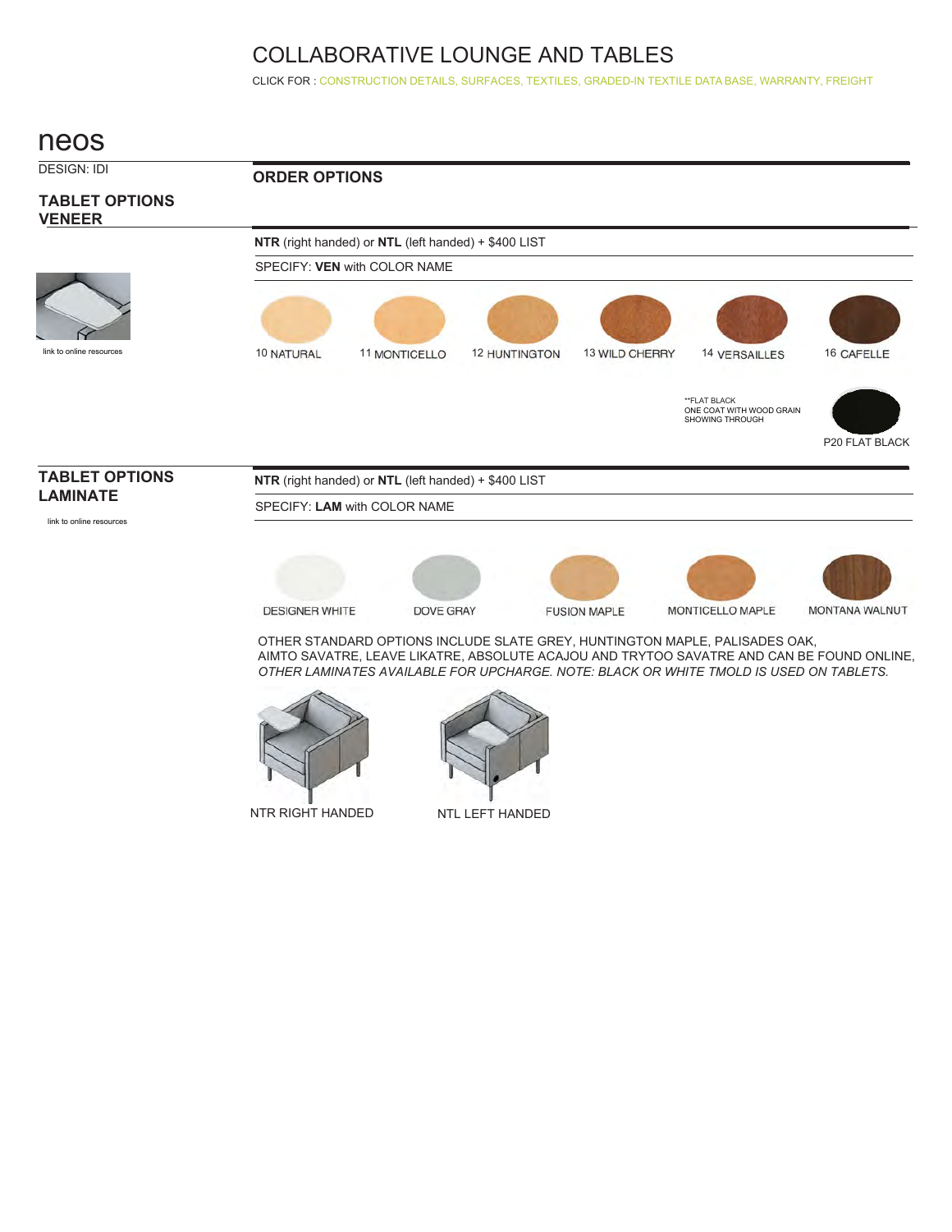# COLLABORATIVE LOUNGE AND TABLES

CLICK FOR : CONSTRUCTION DETAILS, SURFACES, TEXTILES, GRADED-IN TEXTILE DATA BASE, WARRANTY, FREIGHT

## neos

DESIGN: IDI

### ORDER OPTIONS

### TABLET OPTIONS VENEER

link to online resources

**NTR** (right handed) or **NTL** (left handed) + $400 LIST

SPECIFY: **VEN** with COLOR NAME

10 NATURAL | 11 MONTICELLO | 12 HUNTINGTON | 13 WILD CHERRY | 14 VERSAILLES | 16 CAFELLE

**FLAT BLACK
ONE COAT WITH WOOD GRAIN SHOWING THROUGH

P20 FLAT BLACK

### TABLET OPTIONS LAMINATE

link to online resources

**NTR** (right handed) or **NTL** (left handed) + $400 LIST

SPECIFY: **LAM** with COLOR NAME

DESIGNER WHITE | DOVE GRAY | FUSION MAPLE | MONTICELLO MAPLE | MONTANA WALNUT

OTHER STANDARD OPTIONS INCLUDE SLATE GREY, HUNTINGTON MAPLE, PALISADES OAK, AIMTO SAVATRE, LEAVE LIKATRE, ABSOLUTE ACAJOU AND TRYTOO SAVATRE AND CAN BE FOUND ONLINE, *OTHER LAMINATES AVAILABLE FOR UPCHARGE. NOTE: BLACK OR WHITE TMOLD IS USED ON TABLETS.*

NTR RIGHT HANDED

NTL LEFT HANDED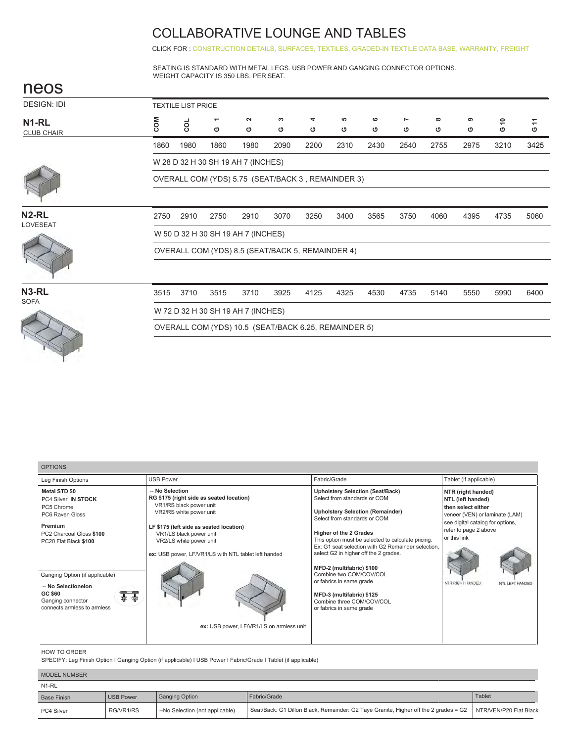# COLLABORATIVE LOUNGE AND TABLES

CLICK FOR : CONSTRUCTION DETAILS, SURFACES, TEXTILES, GRADED-IN TEXTILE DATA BASE, WARRANTY, FREIGHT

SEATING IS STANDARD WITH METAL LEGS. USB POWER AND GANGING CONNECTOR OPTIONS.
WEIGHT CAPACITY IS 350 LBS. PER SEAT.

## neos

DESIGN: IDI

TEXTILE LIST PRICE

| Model | COM | COL | G 1 | G 2 | G 3 | G 4 | G 5 | G 6 | G 7 | G 8 | G 9 | G 10 | G 11 |
|---|---|---|---|---|---|---|---|---|---|---|---|---|---|
| **N1-RL** CLUB CHAIR | 1860 | 1980 | 1860 | 1980 | 2090 | 2200 | 2310 | 2430 | 2540 | 2755 | 2975 | 3210 | 3425 |
| **N2-RL** LOVESEAT | 2750 | 2910 | 2750 | 2910 | 3070 | 3250 | 3400 | 3565 | 3750 | 4060 | 4395 | 4735 | 5060 |
| **N3-RL** SOFA | 3515 | 3710 | 3515 | 3710 | 3925 | 4125 | 4325 | 4530 | 4735 | 5140 | 5550 | 5990 | 6400 |

**N1-RL** CLUB CHAIR
W 28 D 32 H 30 SH 19 AH 7 (INCHES)
OVERALL COM (YDS) 5.75 (SEAT/BACK 3 , REMAINDER 3)

**N2-RL** LOVESEAT
W 50 D 32 H 30 SH 19 AH 7 (INCHES)
OVERALL COM (YDS) 8.5 (SEAT/BACK 5, REMAINDER 4)

**N3-RL** SOFA
W 72 D 32 H 30 SH 19 AH 7 (INCHES)
OVERALL COM (YDS) 10.5 (SEAT/BACK 6.25, REMAINDER 5)

### OPTIONS

**Leg Finish Options**

**Metal STD $0**
PC4 Silver **IN STOCK**
PC5 Chrome
PC6 Raven Gloss

**Premium**
PC2 Charcoal Gloss **$100**
PC20 Flat Black **$100**

**Ganging Option (if applicable)**

**-- No Selectionlon**
**GC $60**
Ganging connector
connects armless to armless

**USB Power**

**-- No Selection**
**RG $175 (right side as seated location)**
VR1/RS black power unit
VR2/RS white power unit

**LF $175 (left side as seated location)**
VR1/LS black power unit
VR2/LS white power unit

**ex:** USB power, LF/VR1/LS with NTL tablet left handed

**ex:** USB power, LF/VR1/LS on armless unit

**Fabric/Grade**

**Upholstery Selection (Seat/Back)**
Select from standards or COM

**Upholstery Selection (Remainder)**
Select from standards or COM

**Higher of the 2 Grades**
This option must be selected to calculate pricing.
Ex: G1 seat selection with G2 Remainder selection, select G2 in higher off the 2 grades.

**MFD-2 (multifabric) $100**
Combine two COM/COV/COL or fabrics in same grade

**MFD-3 (multifabric) $125**
Combine three COM/COV/COL or fabrics in same grade

**Tablet (if applicable)**

**NTR (right handed)**
**NTL (left handed)**
**then select either**
veneer (VEN) or laminate (LAM)
see digital catalog for options, refer to page 2 above
or this link

NTR RIGHT HANDED    NTL LEFT HANDED

HOW TO ORDER
SPECIFY: Leg Finish Option I Ganging Option (if applicable) I USB Power I Fabric/Grade I Tablet (if applicable)

| MODEL NUMBER | | | | |
|---|---|---|---|---|
| N1-RL | | | | |
| Base Finish | USB Power | Ganging Option | Fabric/Grade | Tablet |
| PC4 Silver | RG/VR1/RS | --No Selection (not applicable) | Seat/Back: G1 Dillon Black, Remainder: G2 Taye Granite, Higher off the 2 grades = G2 | NTR/VEN/P20 Flat Black |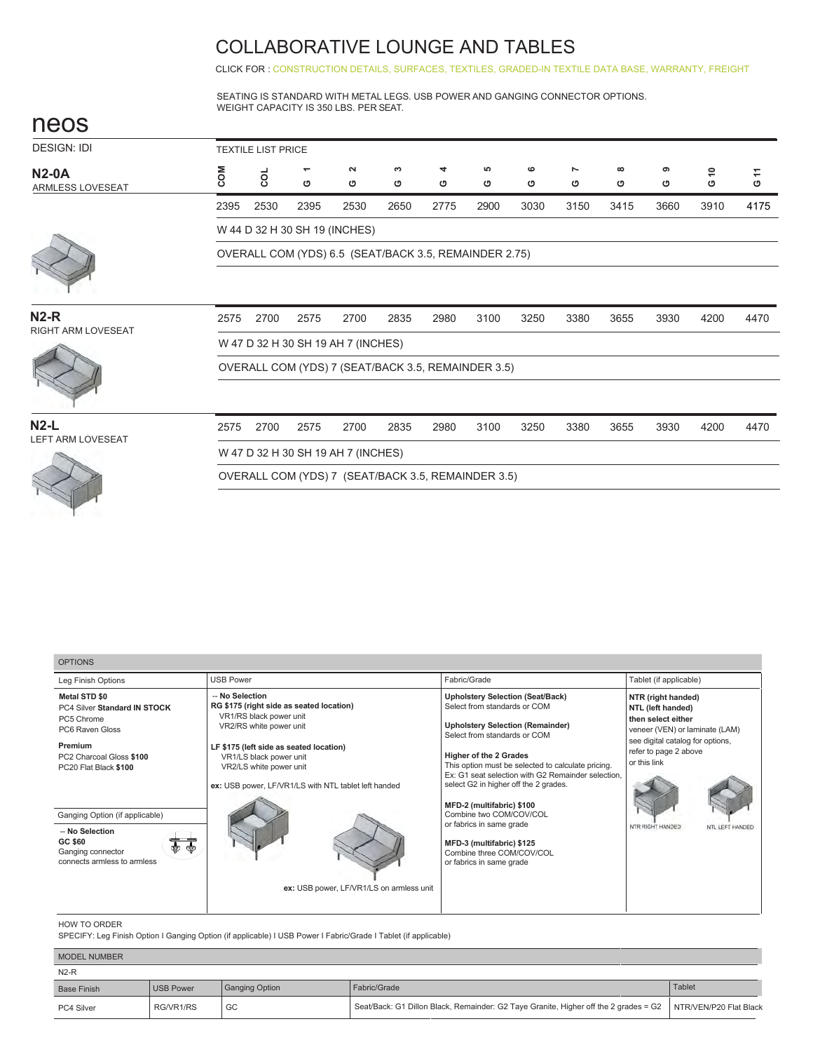# COLLABORATIVE LOUNGE AND TABLES

CLICK FOR : CONSTRUCTION DETAILS, SURFACES, TEXTILES, GRADED-IN TEXTILE DATA BASE, WARRANTY, FREIGHT

SEATING IS STANDARD WITH METAL LEGS. USB POWER AND GANGING CONNECTOR OPTIONS.
WEIGHT CAPACITY IS 350 LBS. PER SEAT.

## neos

DESIGN: IDI

TEXTILE LIST PRICE

| Model | COM | COL | G 1 | G 2 | G 3 | G 4 | G 5 | G 6 | G 7 | G 8 | G 9 | G 10 | G 11 |
|---|---|---|---|---|---|---|---|---|---|---|---|---|---|
| **N2-0A** ARMLESS LOVESEAT | 2395 | 2530 | 2395 | 2530 | 2650 | 2775 | 2900 | 3030 | 3150 | 3415 | 3660 | 3910 | 4175 |
| **N2-R** RIGHT ARM LOVESEAT | 2575 | 2700 | 2575 | 2700 | 2835 | 2980 | 3100 | 3250 | 3380 | 3655 | 3930 | 4200 | 4470 |
| **N2-L** LEFT ARM LOVESEAT | 2575 | 2700 | 2575 | 2700 | 2835 | 2980 | 3100 | 3250 | 3380 | 3655 | 3930 | 4200 | 4470 |

**N2-0A** ARMLESS LOVESEAT
W 44 D 32 H 30 SH 19 (INCHES)
OVERALL COM (YDS) 6.5 (SEAT/BACK 3.5, REMAINDER 2.75)

**N2-R** RIGHT ARM LOVESEAT
W 47 D 32 H 30 SH 19 AH 7 (INCHES)
OVERALL COM (YDS) 7 (SEAT/BACK 3.5, REMAINDER 3.5)

**N2-L** LEFT ARM LOVESEAT
W 47 D 32 H 30 SH 19 AH 7 (INCHES)
OVERALL COM (YDS) 7 (SEAT/BACK 3.5, REMAINDER 3.5)

### OPTIONS

**Leg Finish Options**

**Metal STD $0**
PC4 Silver **Standard IN STOCK**
PC5 Chrome
PC6 Raven Gloss

**Premium**
PC2 Charcoal Gloss **$100**
PC20 Flat Black **$100**

**Ganging Option (if applicable)**

-- **No Selection**
**GC $60**
Ganging connector
connects armless to armless

**USB Power**

-- **No Selection**
**RG $175 (right side as seated location)**
VR1/RS black power unit
VR2/RS white power unit

**LF $175 (left side as seated location)**
VR1/LS black power unit
VR2/LS white power unit

**ex:** USB power, LF/VR1/LS with NTL tablet left handed

**ex:** USB power, LF/VR1/LS on armless unit

**Fabric/Grade**

**Upholstery Selection (Seat/Back)**
Select from standards or COM

**Upholstery Selection (Remainder)**
Select from standards or COM

**Higher of the 2 Grades**
This option must be selected to calculate pricing.
Ex: G1 seat selection with G2 Remainder selection, select G2 in higher off the 2 grades.

**MFD-2 (multifabric) $100**
Combine two COM/COV/COL or fabrics in same grade

**MFD-3 (multifabric) $125**
Combine three COM/COV/COL or fabrics in same grade

**Tablet (if applicable)**

**NTR (right handed)**
**NTL (left handed)**
**then select either**
veneer (VEN) or laminate (LAM)
see digital catalog for options, refer to page 2 above
or this link

NTR RIGHT HANDED
NTL LEFT HANDED

HOW TO ORDER
SPECIFY: Leg Finish Option I Ganging Option (if applicable) I USB Power I Fabric/Grade I Tablet (if applicable)

MODEL NUMBER
N2-R

| Base Finish | USB Power | Ganging Option | Fabric/Grade | Tablet |
|---|---|---|---|---|
| PC4 Silver | RG/VR1/RS | GC | Seat/Back: G1 Dillon Black, Remainder: G2 Taye Granite, Higher off the 2 grades = G2 | NTR/VEN/P20 Flat Black |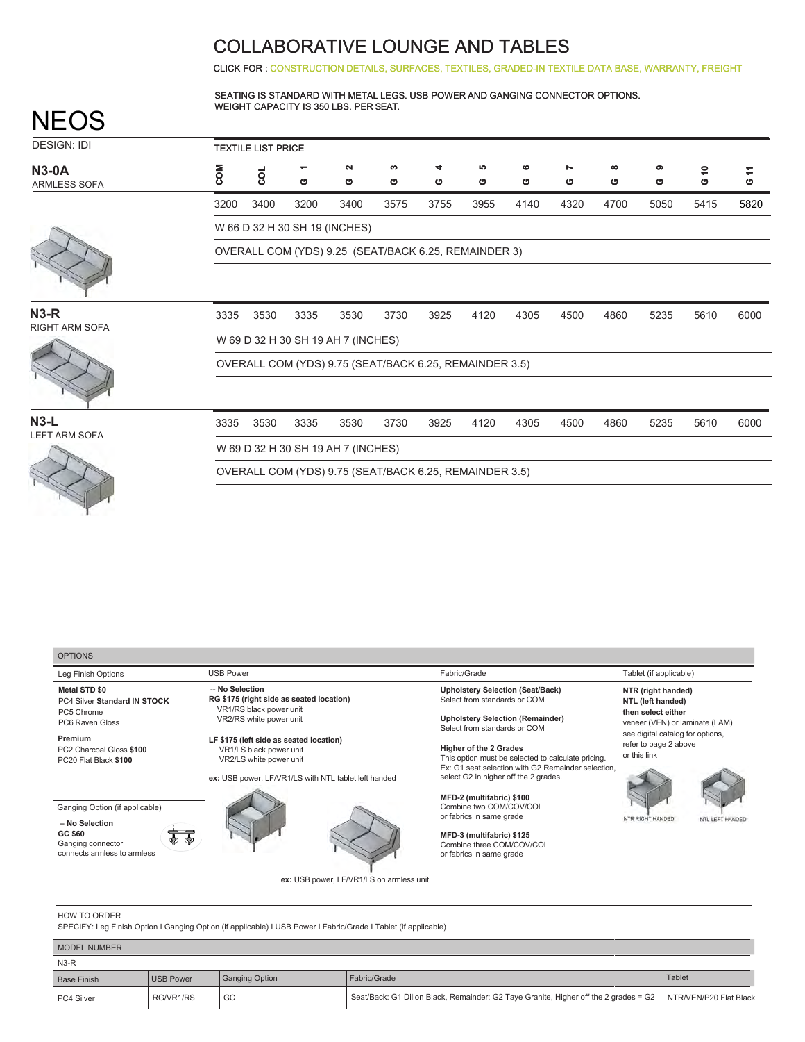# COLLABORATIVE LOUNGE AND TABLES

CLICK FOR : CONSTRUCTION DETAILS, SURFACES, TEXTILES, GRADED-IN TEXTILE DATA BASE, WARRANTY, FREIGHT

SEATING IS STANDARD WITH METAL LEGS. USB POWER AND GANGING CONNECTOR OPTIONS.
WEIGHT CAPACITY IS 350 LBS. PER SEAT.

# NEOS

DESIGN: IDI

TEXTILE LIST PRICE

| | COM | COL | G 1 | G 2 | G 3 | G 4 | G 5 | G 6 | G 7 | G 8 | G 9 | G 10 | G 11 |
|---|---|---|---|---|---|---|---|---|---|---|---|---|---|
| **N3-0A** ARMLESS SOFA | 3200 | 3400 | 3200 | 3400 | 3575 | 3755 | 3955 | 4140 | 4320 | 4700 | 5050 | 5415 | 5820 |
| **N3-R** RIGHT ARM SOFA | 3335 | 3530 | 3335 | 3530 | 3730 | 3925 | 4120 | 4305 | 4500 | 4860 | 5235 | 5610 | 6000 |
| **N3-L** LEFT ARM SOFA | 3335 | 3530 | 3335 | 3530 | 3730 | 3925 | 4120 | 4305 | 4500 | 4860 | 5235 | 5610 | 6000 |

**N3-0A** ARMLESS SOFA
W 66 D 32 H 30 SH 19 (INCHES)
OVERALL COM (YDS) 9.25 (SEAT/BACK 6.25, REMAINDER 3)

**N3-R** RIGHT ARM SOFA
W 69 D 32 H 30 SH 19 AH 7 (INCHES)
OVERALL COM (YDS) 9.75 (SEAT/BACK 6.25, REMAINDER 3.5)

**N3-L** LEFT ARM SOFA
W 69 D 32 H 30 SH 19 AH 7 (INCHES)
OVERALL COM (YDS) 9.75 (SEAT/BACK 6.25, REMAINDER 3.5)

## OPTIONS

**Leg Finish Options**

**Metal STD $0**
PC4 Silver **Standard IN STOCK**
PC5 Chrome
PC6 Raven Gloss

**Premium**
PC2 Charcoal Gloss **$100**
PC20 Flat Black **$100**

**Ganging Option (if applicable)**

-- **No Selection**
**GC $60**
Ganging connector connects armless to armless

**USB Power**

-- **No Selection**
**RG $175 (right side as seated location)**
VR1/RS black power unit
VR2/RS white power unit

**LF $175 (left side as seated location)**
VR1/LS black power unit
VR2/LS white power unit

**ex:** USB power, LF/VR1/LS with NTL tablet left handed

**ex:** USB power, LF/VR1/LS on armless unit

**Fabric/Grade**

**Upholstery Selection (Seat/Back)**
Select from standards or COM

**Upholstery Selection (Remainder)**
Select from standards or COM

**Higher of the 2 Grades**
This option must be selected to calculate pricing.
Ex: G1 seat selection with G2 Remainder selection, select G2 in higher off the 2 grades.

**MFD-2 (multifabric) $100**
Combine two COM/COV/COL or fabrics in same grade

**MFD-3 (multifabric) $125**
Combine three COM/COV/COL or fabrics in same grade

**Tablet (if applicable)**

**NTR (right handed)**
**NTL (left handed)**
**then select either** veneer (VEN) or laminate (LAM) see digital catalog for options, refer to page 2 above or this link

NTR RIGHT HANDED
NTL LEFT HANDED

HOW TO ORDER
SPECIFY: Leg Finish Option I Ganging Option (if applicable) I USB Power I Fabric/Grade I Tablet (if applicable)

MODEL NUMBER
N3-R

| Base Finish | USB Power | Ganging Option | Fabric/Grade | Tablet |
|---|---|---|---|---|
| PC4 Silver | RG/VR1/RS | GC | Seat/Back: G1 Dillon Black, Remainder: G2 Taye Granite, Higher off the 2 grades = G2 | NTR/VEN/P20 Flat Black |